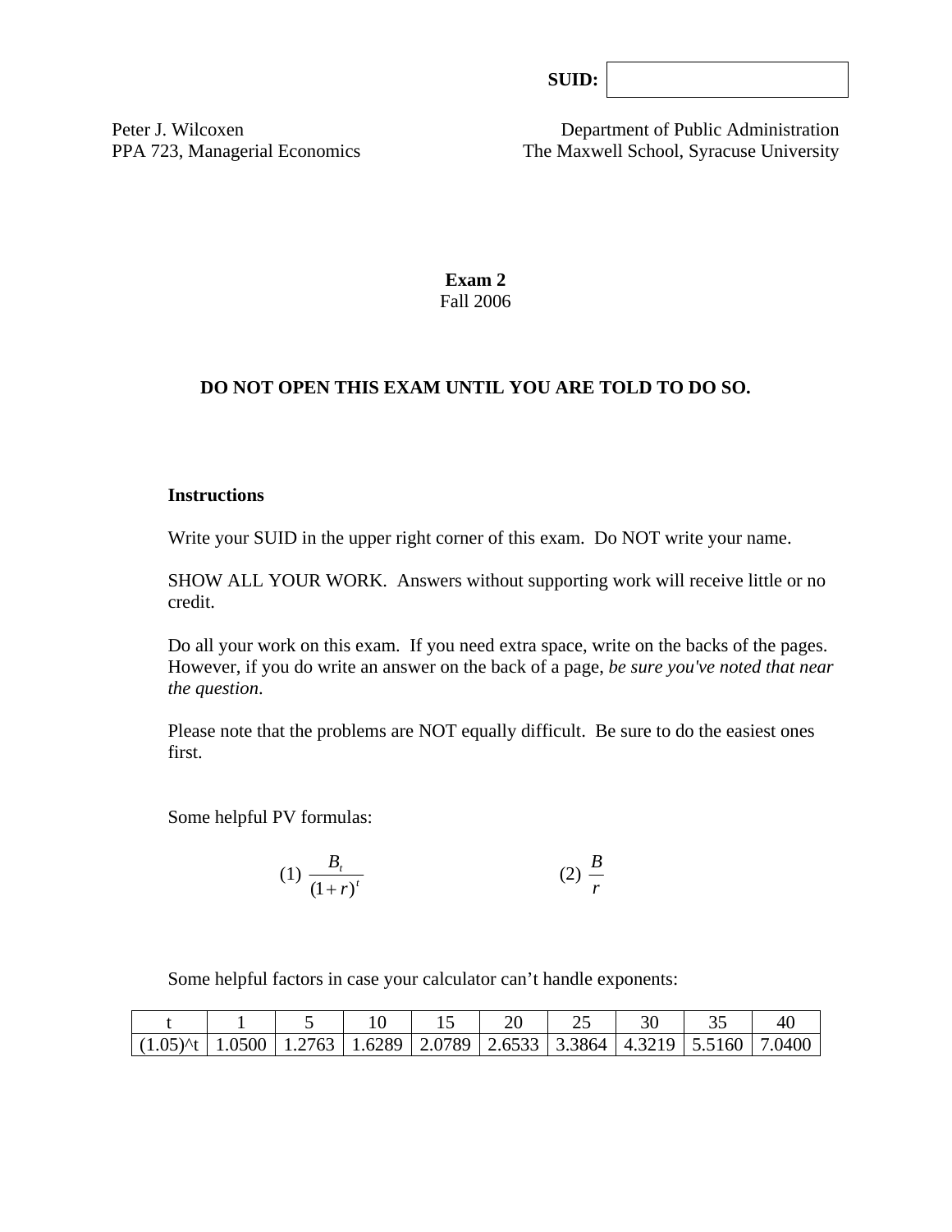**SUID:**

Peter J. Wilcoxen
PPA 723, Managerial Economics

Department of Public Administration
The Maxwell School, Syracuse University

# Exam 2

Fall 2006

**DO NOT OPEN THIS EXAM UNTIL YOU ARE TOLD TO DO SO.**

**Instructions**

Write your SUID in the upper right corner of this exam. Do NOT write your name.

SHOW ALL YOUR WORK. Answers without supporting work will receive little or no credit.

Do all your work on this exam. If you need extra space, write on the backs of the pages. However, if you do write an answer on the back of a page, *be sure you've noted that near the question*.

Please note that the problems are NOT equally difficult. Be sure to do the easiest ones first.

Some helpful PV formulas:

(1) $\frac{B_t}{(1+r)^t}$

(2) $\frac{B}{r}$

Some helpful factors in case your calculator can't handle exponents:

| t | 1 | 5 | 10 | 15 | 20 | 25 | 30 | 35 | 40 |
|---|---|---|---|---|---|---|---|---|---|
| (1.05)^t | 1.0500 | 1.2763 | 1.6289 | 2.0789 | 2.6533 | 3.3864 | 4.3219 | 5.5160 | 7.0400 |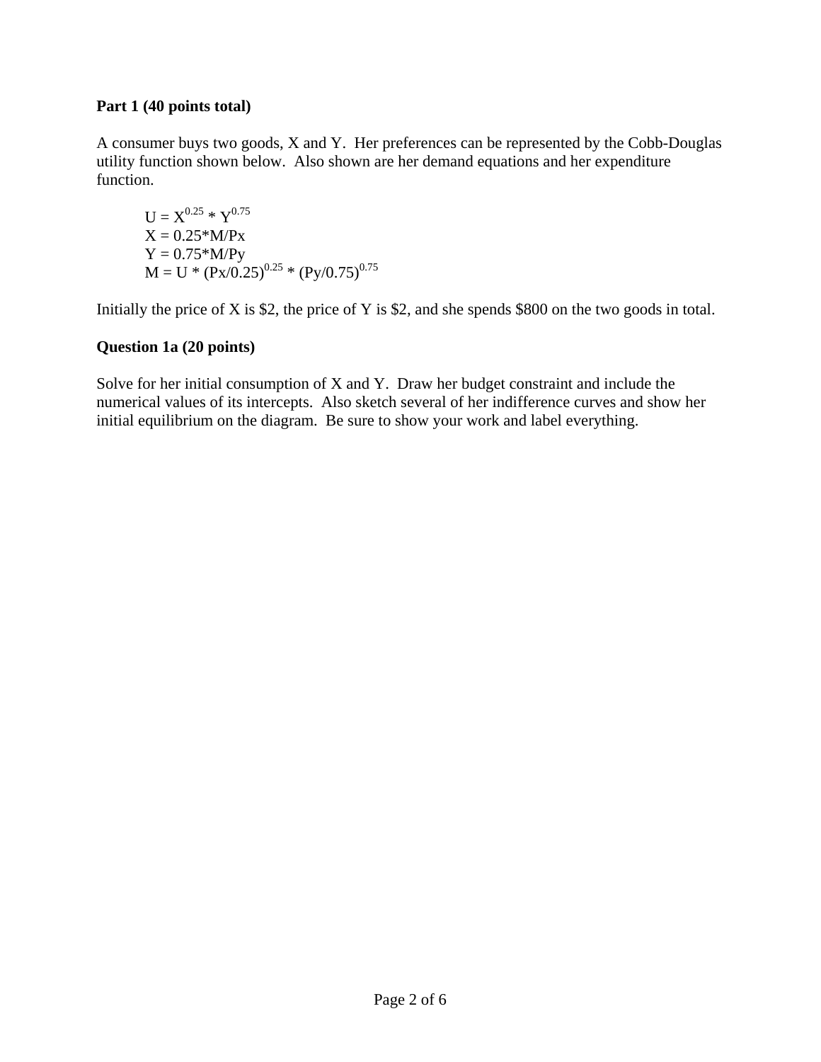**Part 1 (40 points total)**

A consumer buys two goods, X and Y. Her preferences can be represented by the Cobb-Douglas utility function shown below. Also shown are her demand equations and her expenditure function.

$$U = X^{0.25} * Y^{0.75}$$
$$X = 0.25*M/Px$$
$$Y = 0.75*M/Py$$
$$M = U * (Px/0.25)^{0.25} * (Py/0.75)^{0.75}$$

Initially the price of X is \$2, the price of Y is \$2, and she spends \$800 on the two goods in total.

**Question 1a (20 points)**

Solve for her initial consumption of X and Y. Draw her budget constraint and include the numerical values of its intercepts. Also sketch several of her indifference curves and show her initial equilibrium on the diagram. Be sure to show your work and label everything.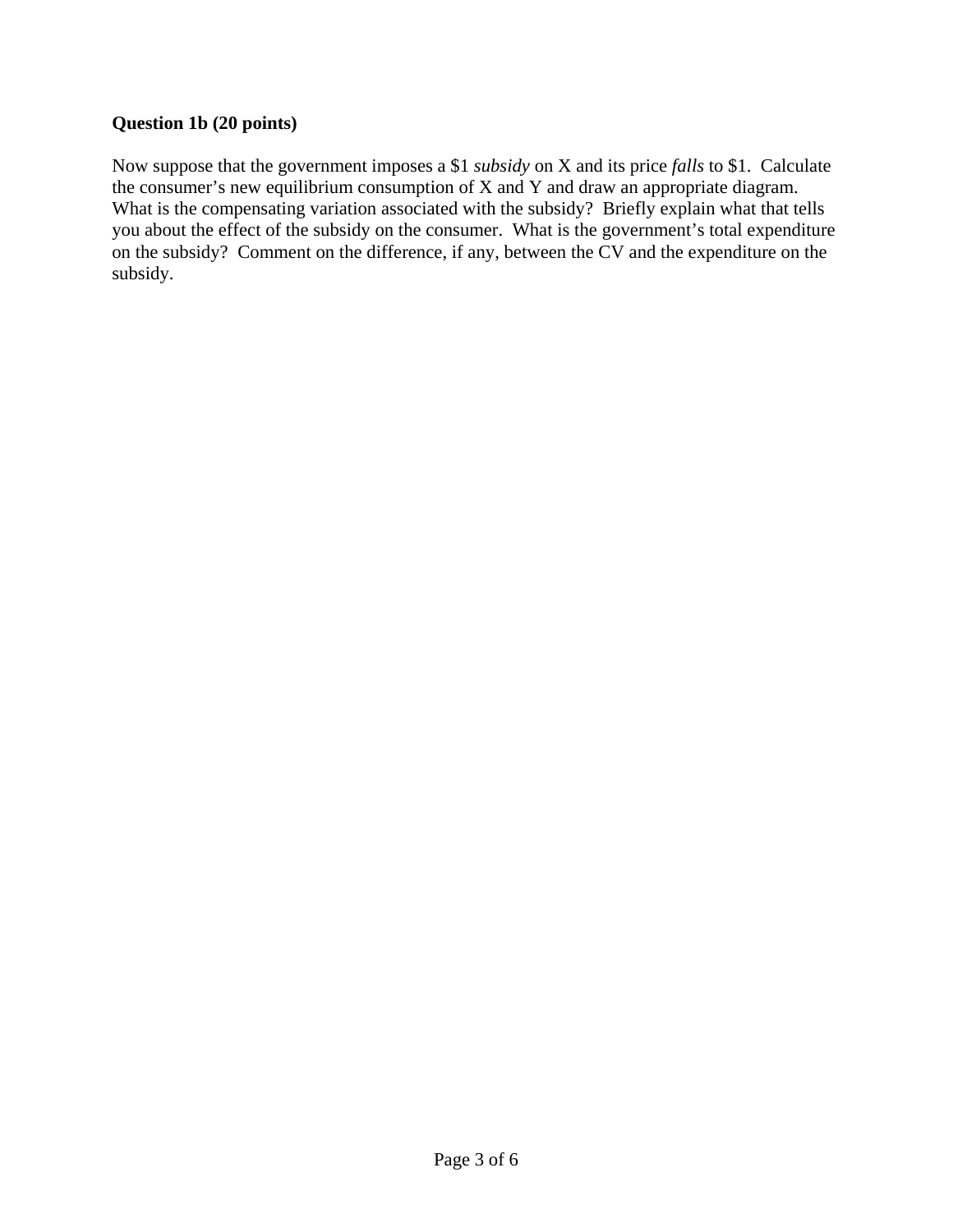**Question 1b (20 points)**

Now suppose that the government imposes a $1 *subsidy* on X and its price *falls* to $1. Calculate the consumer's new equilibrium consumption of X and Y and draw an appropriate diagram. What is the compensating variation associated with the subsidy? Briefly explain what that tells you about the effect of the subsidy on the consumer. What is the government's total expenditure on the subsidy? Comment on the difference, if any, between the CV and the expenditure on the subsidy.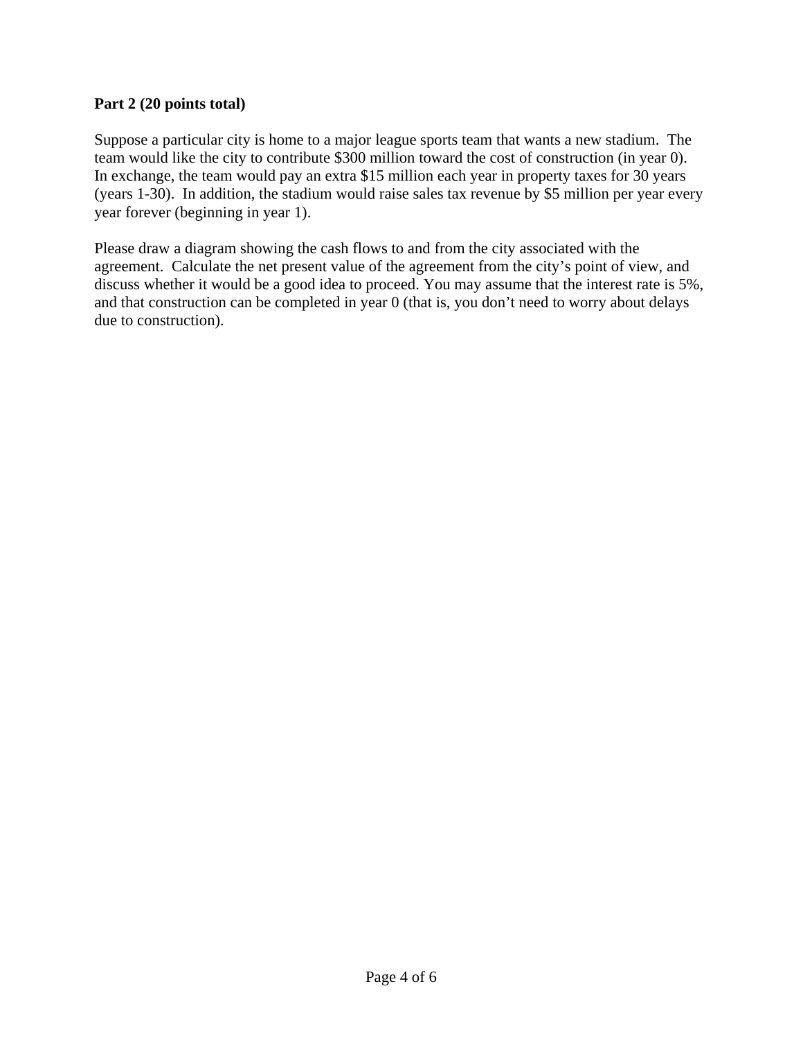**Part 2 (20 points total)**

Suppose a particular city is home to a major league sports team that wants a new stadium. The team would like the city to contribute $300 million toward the cost of construction (in year 0). In exchange, the team would pay an extra $15 million each year in property taxes for 30 years (years 1-30). In addition, the stadium would raise sales tax revenue by $5 million per year every year forever (beginning in year 1).

Please draw a diagram showing the cash flows to and from the city associated with the agreement. Calculate the net present value of the agreement from the city's point of view, and discuss whether it would be a good idea to proceed. You may assume that the interest rate is 5%, and that construction can be completed in year 0 (that is, you don't need to worry about delays due to construction).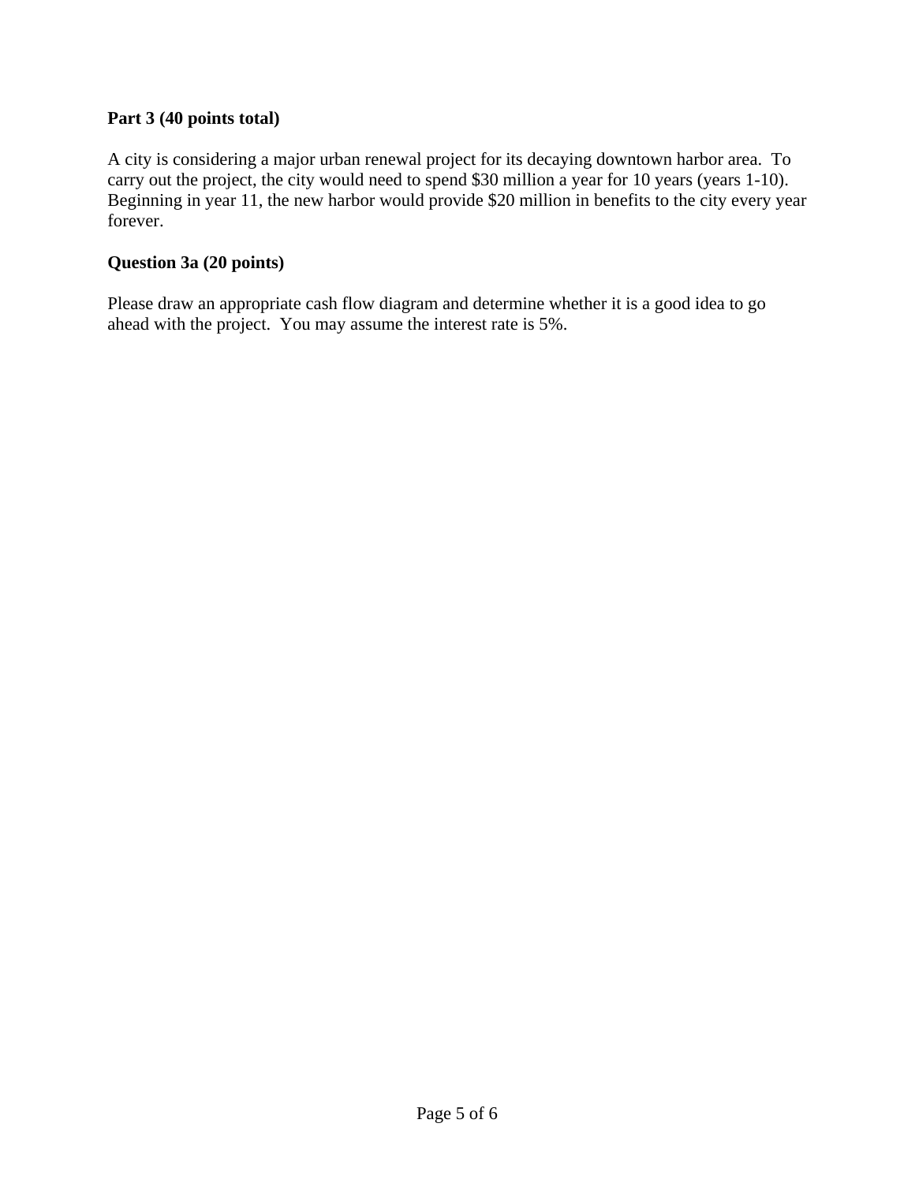**Part 3 (40 points total)**

A city is considering a major urban renewal project for its decaying downtown harbor area. To carry out the project, the city would need to spend $30 million a year for 10 years (years 1-10). Beginning in year 11, the new harbor would provide $20 million in benefits to the city every year forever.

**Question 3a (20 points)**

Please draw an appropriate cash flow diagram and determine whether it is a good idea to go ahead with the project. You may assume the interest rate is 5%.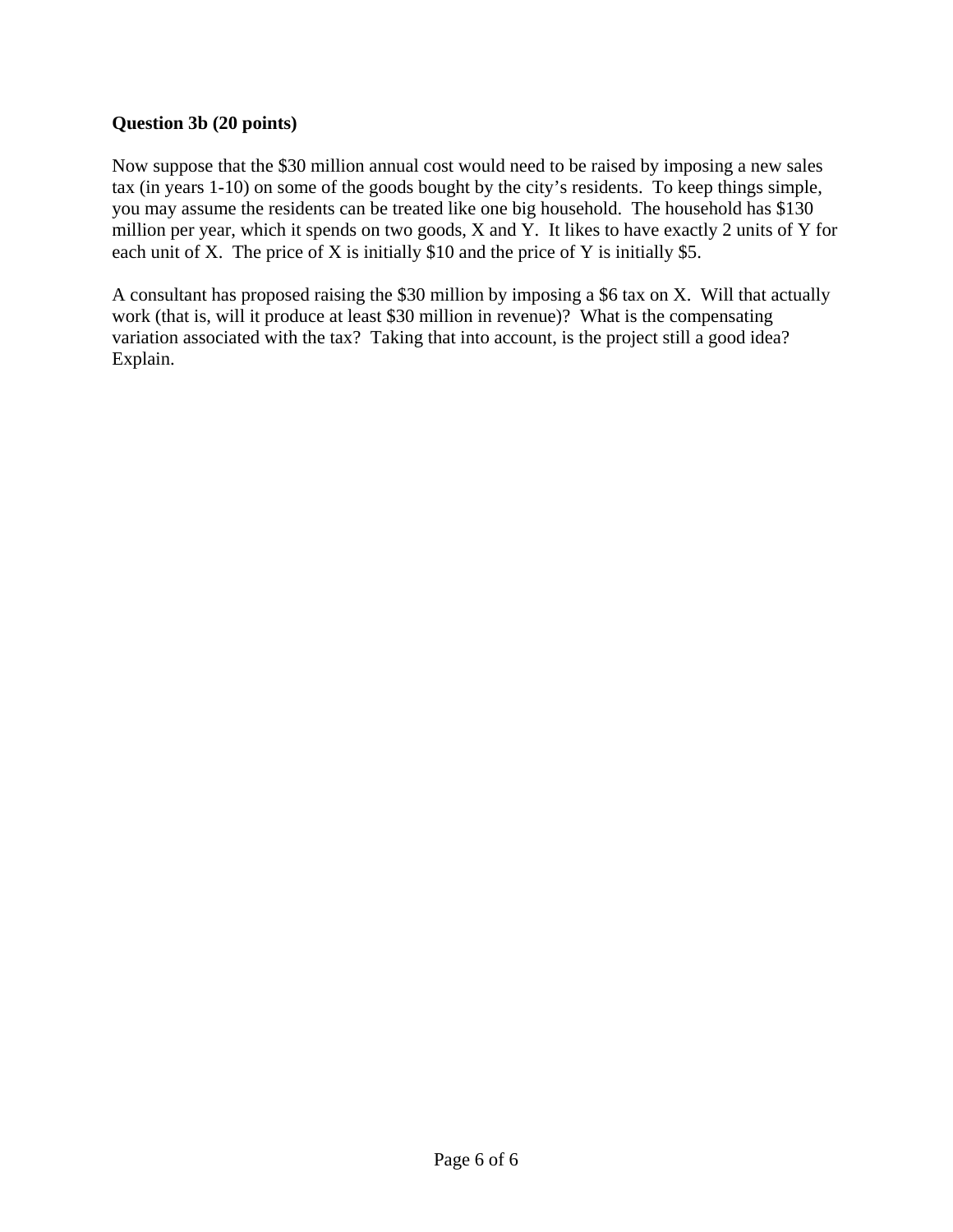**Question 3b (20 points)**

Now suppose that the $30 million annual cost would need to be raised by imposing a new sales tax (in years 1-10) on some of the goods bought by the city's residents. To keep things simple, you may assume the residents can be treated like one big household. The household has $130 million per year, which it spends on two goods, X and Y. It likes to have exactly 2 units of Y for each unit of X. The price of X is initially $10 and the price of Y is initially $5.

A consultant has proposed raising the $30 million by imposing a $6 tax on X. Will that actually work (that is, will it produce at least $30 million in revenue)? What is the compensating variation associated with the tax? Taking that into account, is the project still a good idea? Explain.